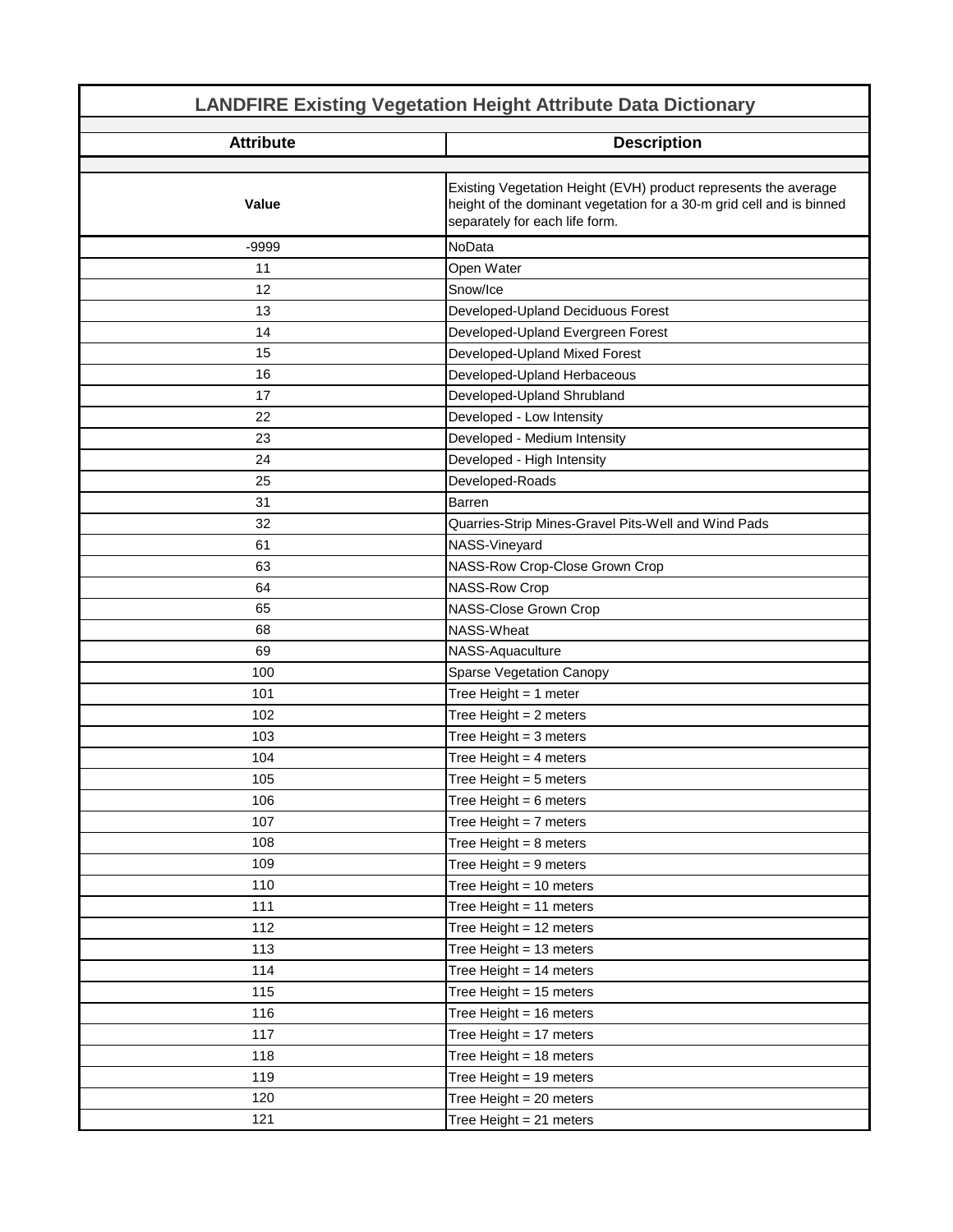## LANDFIRE Existing Vegetation Height Attribute Data Dictionary

| Attribute | Description |
|---|---|
| **Value** | Existing Vegetation Height (EVH) product represents the average height of the dominant vegetation for a 30-m grid cell and is binned separately for each life form. |
| -9999 | NoData |
| 11 | Open Water |
| 12 | Snow/Ice |
| 13 | Developed-Upland Deciduous Forest |
| 14 | Developed-Upland Evergreen Forest |
| 15 | Developed-Upland Mixed Forest |
| 16 | Developed-Upland Herbaceous |
| 17 | Developed-Upland Shrubland |
| 22 | Developed - Low Intensity |
| 23 | Developed - Medium Intensity |
| 24 | Developed - High Intensity |
| 25 | Developed-Roads |
| 31 | Barren |
| 32 | Quarries-Strip Mines-Gravel Pits-Well and Wind Pads |
| 61 | NASS-Vineyard |
| 63 | NASS-Row Crop-Close Grown Crop |
| 64 | NASS-Row Crop |
| 65 | NASS-Close Grown Crop |
| 68 | NASS-Wheat |
| 69 | NASS-Aquaculture |
| 100 | Sparse Vegetation Canopy |
| 101 | Tree Height = 1 meter |
| 102 | Tree Height = 2 meters |
| 103 | Tree Height = 3 meters |
| 104 | Tree Height = 4 meters |
| 105 | Tree Height = 5 meters |
| 106 | Tree Height = 6 meters |
| 107 | Tree Height = 7 meters |
| 108 | Tree Height = 8 meters |
| 109 | Tree Height = 9 meters |
| 110 | Tree Height = 10 meters |
| 111 | Tree Height = 11 meters |
| 112 | Tree Height = 12 meters |
| 113 | Tree Height = 13 meters |
| 114 | Tree Height = 14 meters |
| 115 | Tree Height = 15 meters |
| 116 | Tree Height = 16 meters |
| 117 | Tree Height = 17 meters |
| 118 | Tree Height = 18 meters |
| 119 | Tree Height = 19 meters |
| 120 | Tree Height = 20 meters |
| 121 | Tree Height = 21 meters |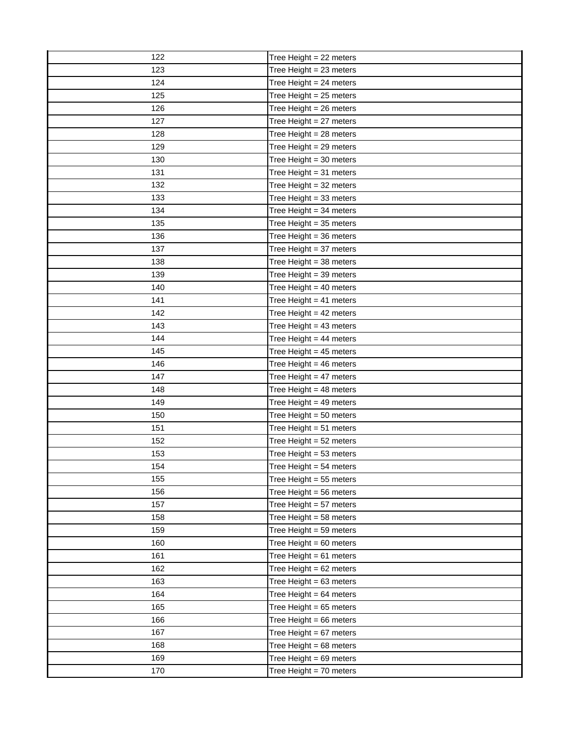| | |
|---|---|
| 122 | Tree Height = 22 meters |
| 123 | Tree Height = 23 meters |
| 124 | Tree Height = 24 meters |
| 125 | Tree Height = 25 meters |
| 126 | Tree Height = 26 meters |
| 127 | Tree Height = 27 meters |
| 128 | Tree Height = 28 meters |
| 129 | Tree Height = 29 meters |
| 130 | Tree Height = 30 meters |
| 131 | Tree Height = 31 meters |
| 132 | Tree Height = 32 meters |
| 133 | Tree Height = 33 meters |
| 134 | Tree Height = 34 meters |
| 135 | Tree Height = 35 meters |
| 136 | Tree Height = 36 meters |
| 137 | Tree Height = 37 meters |
| 138 | Tree Height = 38 meters |
| 139 | Tree Height = 39 meters |
| 140 | Tree Height = 40 meters |
| 141 | Tree Height = 41 meters |
| 142 | Tree Height = 42 meters |
| 143 | Tree Height = 43 meters |
| 144 | Tree Height = 44 meters |
| 145 | Tree Height = 45 meters |
| 146 | Tree Height = 46 meters |
| 147 | Tree Height = 47 meters |
| 148 | Tree Height = 48 meters |
| 149 | Tree Height = 49 meters |
| 150 | Tree Height = 50 meters |
| 151 | Tree Height = 51 meters |
| 152 | Tree Height = 52 meters |
| 153 | Tree Height = 53 meters |
| 154 | Tree Height = 54 meters |
| 155 | Tree Height = 55 meters |
| 156 | Tree Height = 56 meters |
| 157 | Tree Height = 57 meters |
| 158 | Tree Height = 58 meters |
| 159 | Tree Height = 59 meters |
| 160 | Tree Height = 60 meters |
| 161 | Tree Height = 61 meters |
| 162 | Tree Height = 62 meters |
| 163 | Tree Height = 63 meters |
| 164 | Tree Height = 64 meters |
| 165 | Tree Height = 65 meters |
| 166 | Tree Height = 66 meters |
| 167 | Tree Height = 67 meters |
| 168 | Tree Height = 68 meters |
| 169 | Tree Height = 69 meters |
| 170 | Tree Height = 70 meters |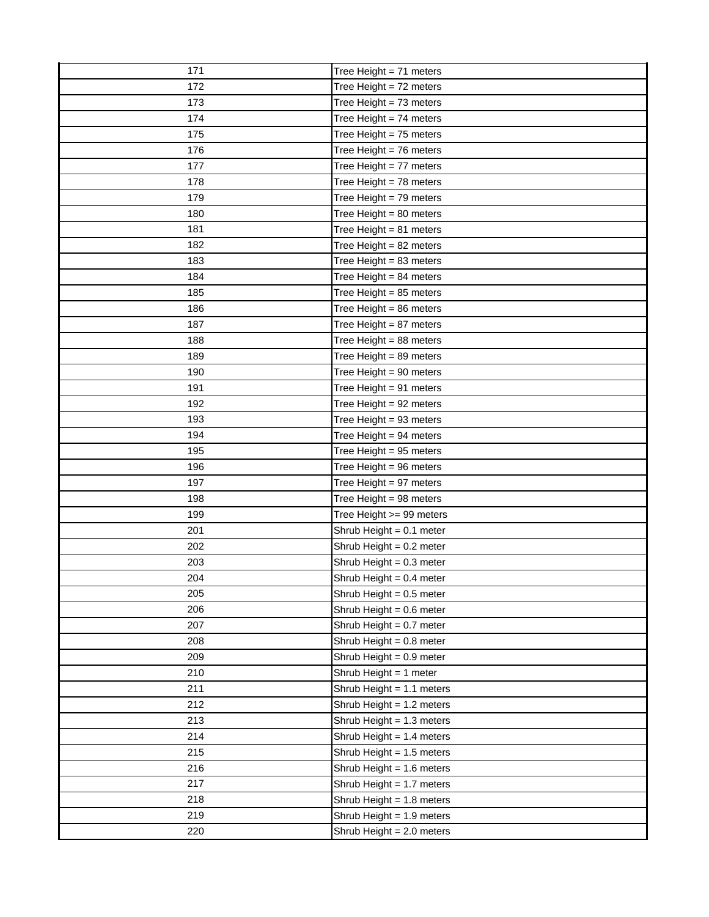| | |
|---|---|
| 171 | Tree Height = 71 meters |
| 172 | Tree Height = 72 meters |
| 173 | Tree Height = 73 meters |
| 174 | Tree Height = 74 meters |
| 175 | Tree Height = 75 meters |
| 176 | Tree Height = 76 meters |
| 177 | Tree Height = 77 meters |
| 178 | Tree Height = 78 meters |
| 179 | Tree Height = 79 meters |
| 180 | Tree Height = 80 meters |
| 181 | Tree Height = 81 meters |
| 182 | Tree Height = 82 meters |
| 183 | Tree Height = 83 meters |
| 184 | Tree Height = 84 meters |
| 185 | Tree Height = 85 meters |
| 186 | Tree Height = 86 meters |
| 187 | Tree Height = 87 meters |
| 188 | Tree Height = 88 meters |
| 189 | Tree Height = 89 meters |
| 190 | Tree Height = 90 meters |
| 191 | Tree Height = 91 meters |
| 192 | Tree Height = 92 meters |
| 193 | Tree Height = 93 meters |
| 194 | Tree Height = 94 meters |
| 195 | Tree Height = 95 meters |
| 196 | Tree Height = 96 meters |
| 197 | Tree Height = 97 meters |
| 198 | Tree Height = 98 meters |
| 199 | Tree Height >= 99 meters |
| 201 | Shrub Height = 0.1 meter |
| 202 | Shrub Height = 0.2 meter |
| 203 | Shrub Height = 0.3 meter |
| 204 | Shrub Height = 0.4 meter |
| 205 | Shrub Height = 0.5 meter |
| 206 | Shrub Height = 0.6 meter |
| 207 | Shrub Height = 0.7 meter |
| 208 | Shrub Height = 0.8 meter |
| 209 | Shrub Height = 0.9 meter |
| 210 | Shrub Height = 1 meter |
| 211 | Shrub Height = 1.1 meters |
| 212 | Shrub Height = 1.2 meters |
| 213 | Shrub Height = 1.3 meters |
| 214 | Shrub Height = 1.4 meters |
| 215 | Shrub Height = 1.5 meters |
| 216 | Shrub Height = 1.6 meters |
| 217 | Shrub Height = 1.7 meters |
| 218 | Shrub Height = 1.8 meters |
| 219 | Shrub Height = 1.9 meters |
| 220 | Shrub Height = 2.0 meters |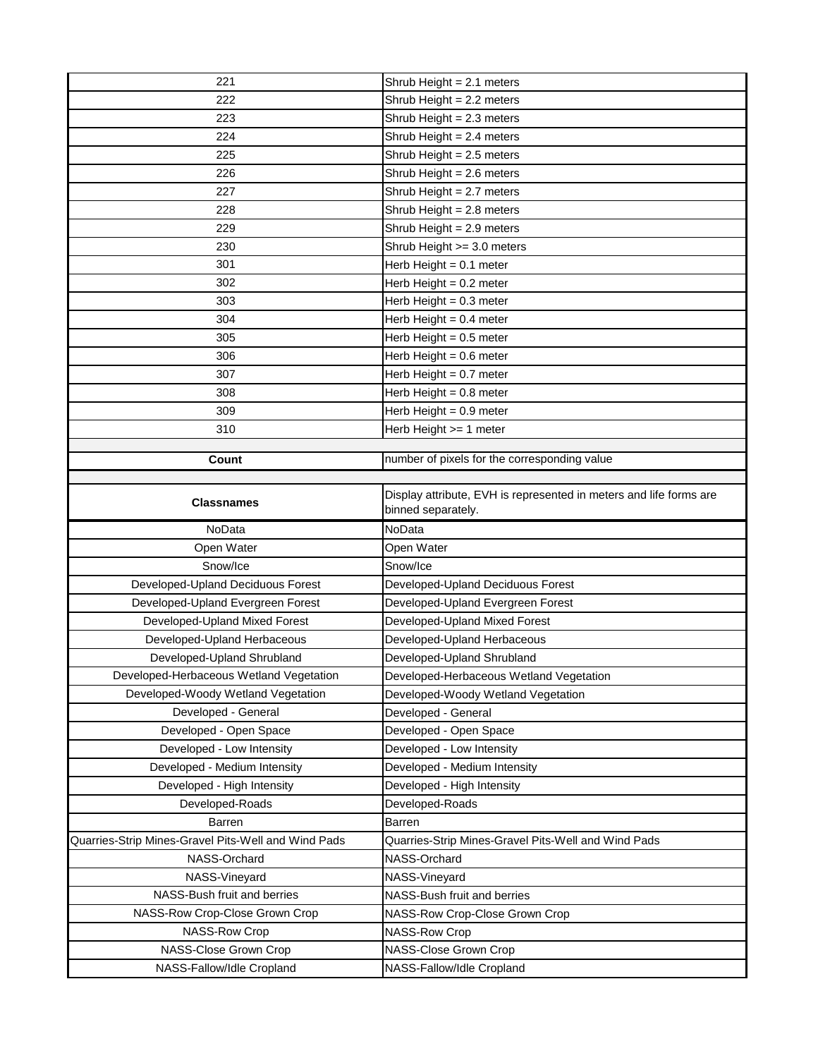| | |
|---|---|
| 221 | Shrub Height = 2.1 meters |
| 222 | Shrub Height = 2.2 meters |
| 223 | Shrub Height = 2.3 meters |
| 224 | Shrub Height = 2.4 meters |
| 225 | Shrub Height = 2.5 meters |
| 226 | Shrub Height = 2.6 meters |
| 227 | Shrub Height = 2.7 meters |
| 228 | Shrub Height = 2.8 meters |
| 229 | Shrub Height = 2.9 meters |
| 230 | Shrub Height >= 3.0 meters |
| 301 | Herb Height = 0.1 meter |
| 302 | Herb Height = 0.2 meter |
| 303 | Herb Height = 0.3 meter |
| 304 | Herb Height = 0.4 meter |
| 305 | Herb Height = 0.5 meter |
| 306 | Herb Height = 0.6 meter |
| 307 | Herb Height = 0.7 meter |
| 308 | Herb Height = 0.8 meter |
| 309 | Herb Height = 0.9 meter |
| 310 | Herb Height >= 1 meter |

| **Count** | number of pixels for the corresponding value |
|---|---|

| **Classnames** | Display attribute, EVH is represented in meters and life forms are binned separately. |
|---|---|
| NoData | NoData |
| Open Water | Open Water |
| Snow/Ice | Snow/Ice |
| Developed-Upland Deciduous Forest | Developed-Upland Deciduous Forest |
| Developed-Upland Evergreen Forest | Developed-Upland Evergreen Forest |
| Developed-Upland Mixed Forest | Developed-Upland Mixed Forest |
| Developed-Upland Herbaceous | Developed-Upland Herbaceous |
| Developed-Upland Shrubland | Developed-Upland Shrubland |
| Developed-Herbaceous Wetland Vegetation | Developed-Herbaceous Wetland Vegetation |
| Developed-Woody Wetland Vegetation | Developed-Woody Wetland Vegetation |
| Developed - General | Developed - General |
| Developed - Open Space | Developed - Open Space |
| Developed - Low Intensity | Developed - Low Intensity |
| Developed - Medium Intensity | Developed - Medium Intensity |
| Developed - High Intensity | Developed - High Intensity |
| Developed-Roads | Developed-Roads |
| Barren | Barren |
| Quarries-Strip Mines-Gravel Pits-Well and Wind Pads | Quarries-Strip Mines-Gravel Pits-Well and Wind Pads |
| NASS-Orchard | NASS-Orchard |
| NASS-Vineyard | NASS-Vineyard |
| NASS-Bush fruit and berries | NASS-Bush fruit and berries |
| NASS-Row Crop-Close Grown Crop | NASS-Row Crop-Close Grown Crop |
| NASS-Row Crop | NASS-Row Crop |
| NASS-Close Grown Crop | NASS-Close Grown Crop |
| NASS-Fallow/Idle Cropland | NASS-Fallow/Idle Cropland |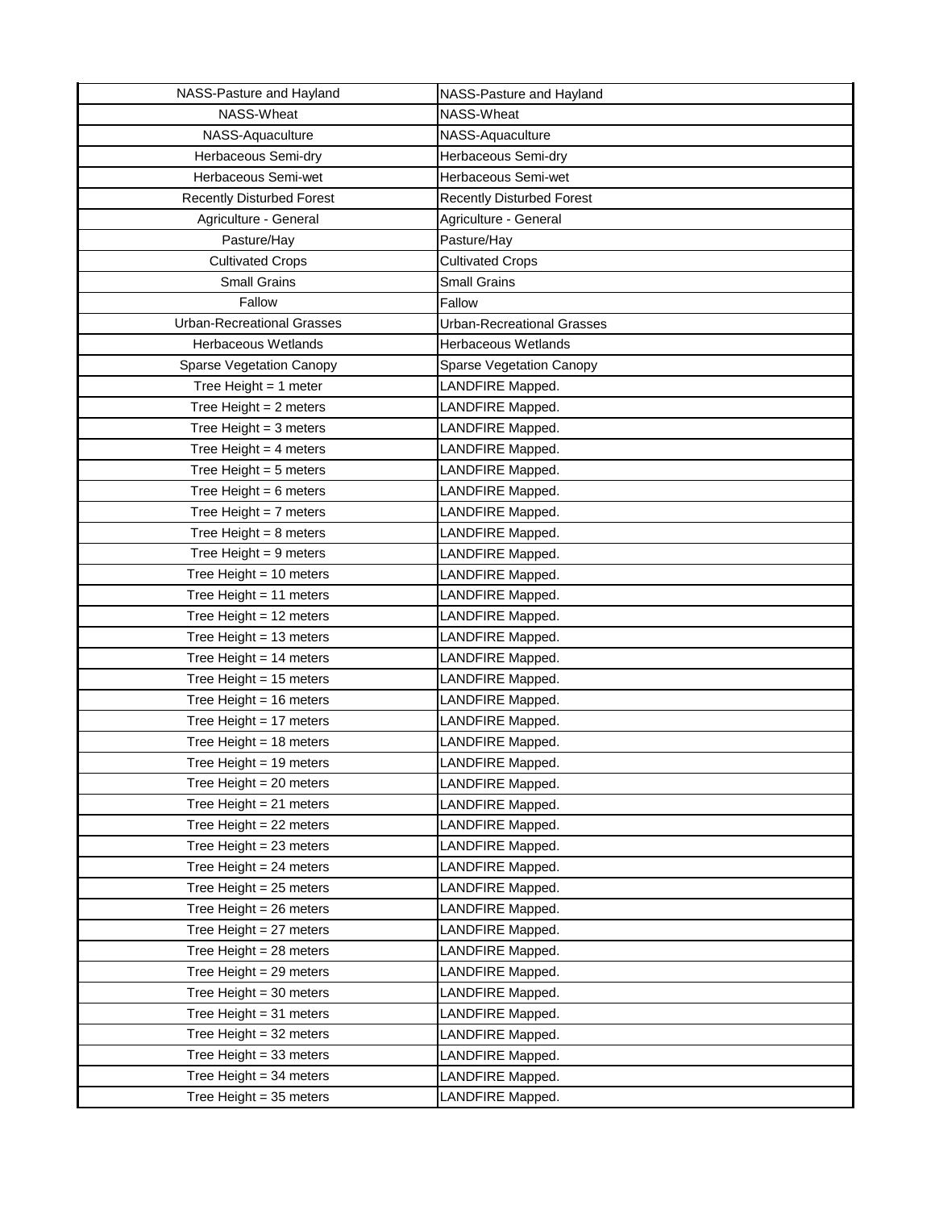| | |
|---|---|
| NASS-Pasture and Hayland | NASS-Pasture and Hayland |
| NASS-Wheat | NASS-Wheat |
| NASS-Aquaculture | NASS-Aquaculture |
| Herbaceous Semi-dry | Herbaceous Semi-dry |
| Herbaceous Semi-wet | Herbaceous Semi-wet |
| Recently Disturbed Forest | Recently Disturbed Forest |
| Agriculture - General | Agriculture - General |
| Pasture/Hay | Pasture/Hay |
| Cultivated Crops | Cultivated Crops |
| Small Grains | Small Grains |
| Fallow | Fallow |
| Urban-Recreational Grasses | Urban-Recreational Grasses |
| Herbaceous Wetlands | Herbaceous Wetlands |
| Sparse Vegetation Canopy | Sparse Vegetation Canopy |
| Tree Height = 1 meter | LANDFIRE Mapped. |
| Tree Height = 2 meters | LANDFIRE Mapped. |
| Tree Height = 3 meters | LANDFIRE Mapped. |
| Tree Height = 4 meters | LANDFIRE Mapped. |
| Tree Height = 5 meters | LANDFIRE Mapped. |
| Tree Height = 6 meters | LANDFIRE Mapped. |
| Tree Height = 7 meters | LANDFIRE Mapped. |
| Tree Height = 8 meters | LANDFIRE Mapped. |
| Tree Height = 9 meters | LANDFIRE Mapped. |
| Tree Height = 10 meters | LANDFIRE Mapped. |
| Tree Height = 11 meters | LANDFIRE Mapped. |
| Tree Height = 12 meters | LANDFIRE Mapped. |
| Tree Height = 13 meters | LANDFIRE Mapped. |
| Tree Height = 14 meters | LANDFIRE Mapped. |
| Tree Height = 15 meters | LANDFIRE Mapped. |
| Tree Height = 16 meters | LANDFIRE Mapped. |
| Tree Height = 17 meters | LANDFIRE Mapped. |
| Tree Height = 18 meters | LANDFIRE Mapped. |
| Tree Height = 19 meters | LANDFIRE Mapped. |
| Tree Height = 20 meters | LANDFIRE Mapped. |
| Tree Height = 21 meters | LANDFIRE Mapped. |
| Tree Height = 22 meters | LANDFIRE Mapped. |
| Tree Height = 23 meters | LANDFIRE Mapped. |
| Tree Height = 24 meters | LANDFIRE Mapped. |
| Tree Height = 25 meters | LANDFIRE Mapped. |
| Tree Height = 26 meters | LANDFIRE Mapped. |
| Tree Height = 27 meters | LANDFIRE Mapped. |
| Tree Height = 28 meters | LANDFIRE Mapped. |
| Tree Height = 29 meters | LANDFIRE Mapped. |
| Tree Height = 30 meters | LANDFIRE Mapped. |
| Tree Height = 31 meters | LANDFIRE Mapped. |
| Tree Height = 32 meters | LANDFIRE Mapped. |
| Tree Height = 33 meters | LANDFIRE Mapped. |
| Tree Height = 34 meters | LANDFIRE Mapped. |
| Tree Height = 35 meters | LANDFIRE Mapped. |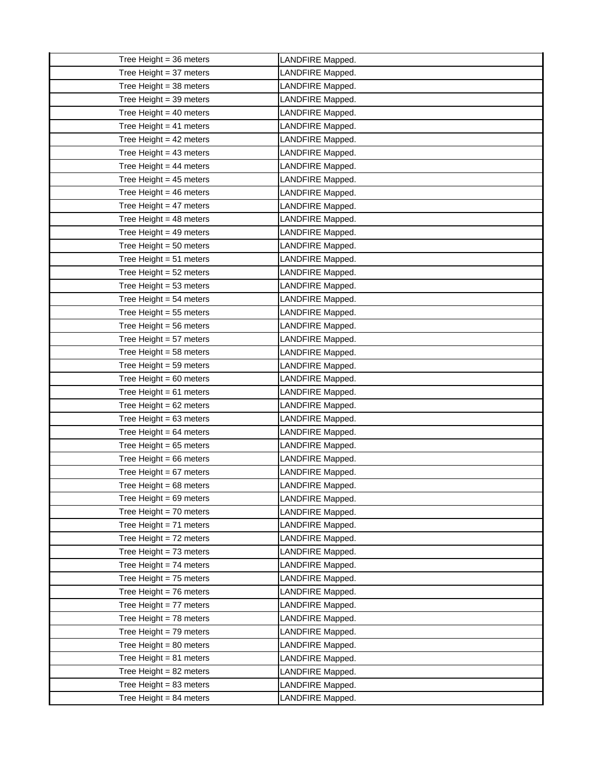| | |
|---|---|
| Tree Height = 36 meters | LANDFIRE Mapped. |
| Tree Height = 37 meters | LANDFIRE Mapped. |
| Tree Height = 38 meters | LANDFIRE Mapped. |
| Tree Height = 39 meters | LANDFIRE Mapped. |
| Tree Height = 40 meters | LANDFIRE Mapped. |
| Tree Height = 41 meters | LANDFIRE Mapped. |
| Tree Height = 42 meters | LANDFIRE Mapped. |
| Tree Height = 43 meters | LANDFIRE Mapped. |
| Tree Height = 44 meters | LANDFIRE Mapped. |
| Tree Height = 45 meters | LANDFIRE Mapped. |
| Tree Height = 46 meters | LANDFIRE Mapped. |
| Tree Height = 47 meters | LANDFIRE Mapped. |
| Tree Height = 48 meters | LANDFIRE Mapped. |
| Tree Height = 49 meters | LANDFIRE Mapped. |
| Tree Height = 50 meters | LANDFIRE Mapped. |
| Tree Height = 51 meters | LANDFIRE Mapped. |
| Tree Height = 52 meters | LANDFIRE Mapped. |
| Tree Height = 53 meters | LANDFIRE Mapped. |
| Tree Height = 54 meters | LANDFIRE Mapped. |
| Tree Height = 55 meters | LANDFIRE Mapped. |
| Tree Height = 56 meters | LANDFIRE Mapped. |
| Tree Height = 57 meters | LANDFIRE Mapped. |
| Tree Height = 58 meters | LANDFIRE Mapped. |
| Tree Height = 59 meters | LANDFIRE Mapped. |
| Tree Height = 60 meters | LANDFIRE Mapped. |
| Tree Height = 61 meters | LANDFIRE Mapped. |
| Tree Height = 62 meters | LANDFIRE Mapped. |
| Tree Height = 63 meters | LANDFIRE Mapped. |
| Tree Height = 64 meters | LANDFIRE Mapped. |
| Tree Height = 65 meters | LANDFIRE Mapped. |
| Tree Height = 66 meters | LANDFIRE Mapped. |
| Tree Height = 67 meters | LANDFIRE Mapped. |
| Tree Height = 68 meters | LANDFIRE Mapped. |
| Tree Height = 69 meters | LANDFIRE Mapped. |
| Tree Height = 70 meters | LANDFIRE Mapped. |
| Tree Height = 71 meters | LANDFIRE Mapped. |
| Tree Height = 72 meters | LANDFIRE Mapped. |
| Tree Height = 73 meters | LANDFIRE Mapped. |
| Tree Height = 74 meters | LANDFIRE Mapped. |
| Tree Height = 75 meters | LANDFIRE Mapped. |
| Tree Height = 76 meters | LANDFIRE Mapped. |
| Tree Height = 77 meters | LANDFIRE Mapped. |
| Tree Height = 78 meters | LANDFIRE Mapped. |
| Tree Height = 79 meters | LANDFIRE Mapped. |
| Tree Height = 80 meters | LANDFIRE Mapped. |
| Tree Height = 81 meters | LANDFIRE Mapped. |
| Tree Height = 82 meters | LANDFIRE Mapped. |
| Tree Height = 83 meters | LANDFIRE Mapped. |
| Tree Height = 84 meters | LANDFIRE Mapped. |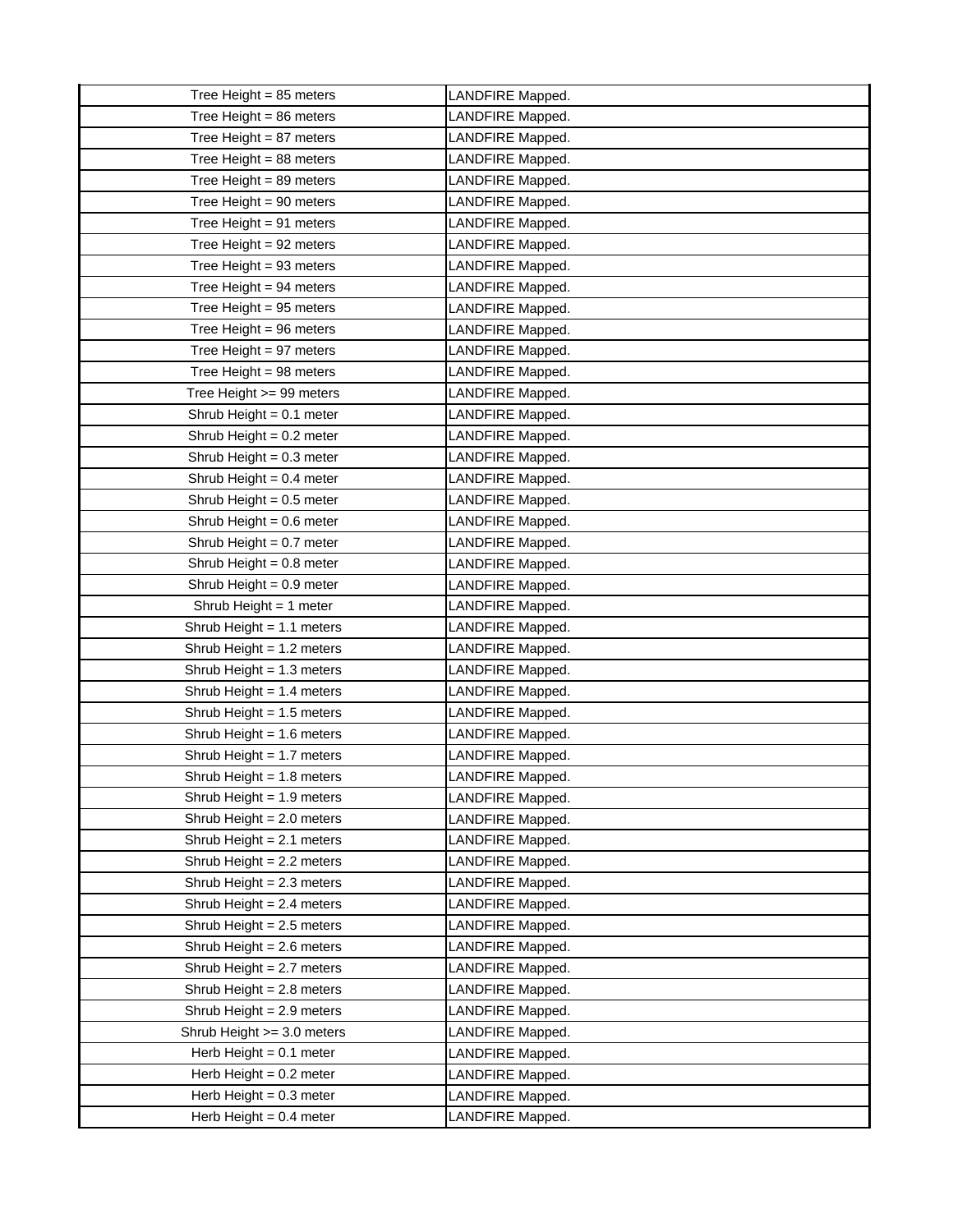| Tree Height = 85 meters | LANDFIRE Mapped. |
|---|---|
| Tree Height = 86 meters | LANDFIRE Mapped. |
| Tree Height = 87 meters | LANDFIRE Mapped. |
| Tree Height = 88 meters | LANDFIRE Mapped. |
| Tree Height = 89 meters | LANDFIRE Mapped. |
| Tree Height = 90 meters | LANDFIRE Mapped. |
| Tree Height = 91 meters | LANDFIRE Mapped. |
| Tree Height = 92 meters | LANDFIRE Mapped. |
| Tree Height = 93 meters | LANDFIRE Mapped. |
| Tree Height = 94 meters | LANDFIRE Mapped. |
| Tree Height = 95 meters | LANDFIRE Mapped. |
| Tree Height = 96 meters | LANDFIRE Mapped. |
| Tree Height = 97 meters | LANDFIRE Mapped. |
| Tree Height = 98 meters | LANDFIRE Mapped. |
| Tree Height >= 99 meters | LANDFIRE Mapped. |
| Shrub Height = 0.1 meter | LANDFIRE Mapped. |
| Shrub Height = 0.2 meter | LANDFIRE Mapped. |
| Shrub Height = 0.3 meter | LANDFIRE Mapped. |
| Shrub Height = 0.4 meter | LANDFIRE Mapped. |
| Shrub Height = 0.5 meter | LANDFIRE Mapped. |
| Shrub Height = 0.6 meter | LANDFIRE Mapped. |
| Shrub Height = 0.7 meter | LANDFIRE Mapped. |
| Shrub Height = 0.8 meter | LANDFIRE Mapped. |
| Shrub Height = 0.9 meter | LANDFIRE Mapped. |
| Shrub Height = 1 meter | LANDFIRE Mapped. |
| Shrub Height = 1.1 meters | LANDFIRE Mapped. |
| Shrub Height = 1.2 meters | LANDFIRE Mapped. |
| Shrub Height = 1.3 meters | LANDFIRE Mapped. |
| Shrub Height = 1.4 meters | LANDFIRE Mapped. |
| Shrub Height = 1.5 meters | LANDFIRE Mapped. |
| Shrub Height = 1.6 meters | LANDFIRE Mapped. |
| Shrub Height = 1.7 meters | LANDFIRE Mapped. |
| Shrub Height = 1.8 meters | LANDFIRE Mapped. |
| Shrub Height = 1.9 meters | LANDFIRE Mapped. |
| Shrub Height = 2.0 meters | LANDFIRE Mapped. |
| Shrub Height = 2.1 meters | LANDFIRE Mapped. |
| Shrub Height = 2.2 meters | LANDFIRE Mapped. |
| Shrub Height = 2.3 meters | LANDFIRE Mapped. |
| Shrub Height = 2.4 meters | LANDFIRE Mapped. |
| Shrub Height = 2.5 meters | LANDFIRE Mapped. |
| Shrub Height = 2.6 meters | LANDFIRE Mapped. |
| Shrub Height = 2.7 meters | LANDFIRE Mapped. |
| Shrub Height = 2.8 meters | LANDFIRE Mapped. |
| Shrub Height = 2.9 meters | LANDFIRE Mapped. |
| Shrub Height >= 3.0 meters | LANDFIRE Mapped. |
| Herb Height = 0.1 meter | LANDFIRE Mapped. |
| Herb Height = 0.2 meter | LANDFIRE Mapped. |
| Herb Height = 0.3 meter | LANDFIRE Mapped. |
| Herb Height = 0.4 meter | LANDFIRE Mapped. |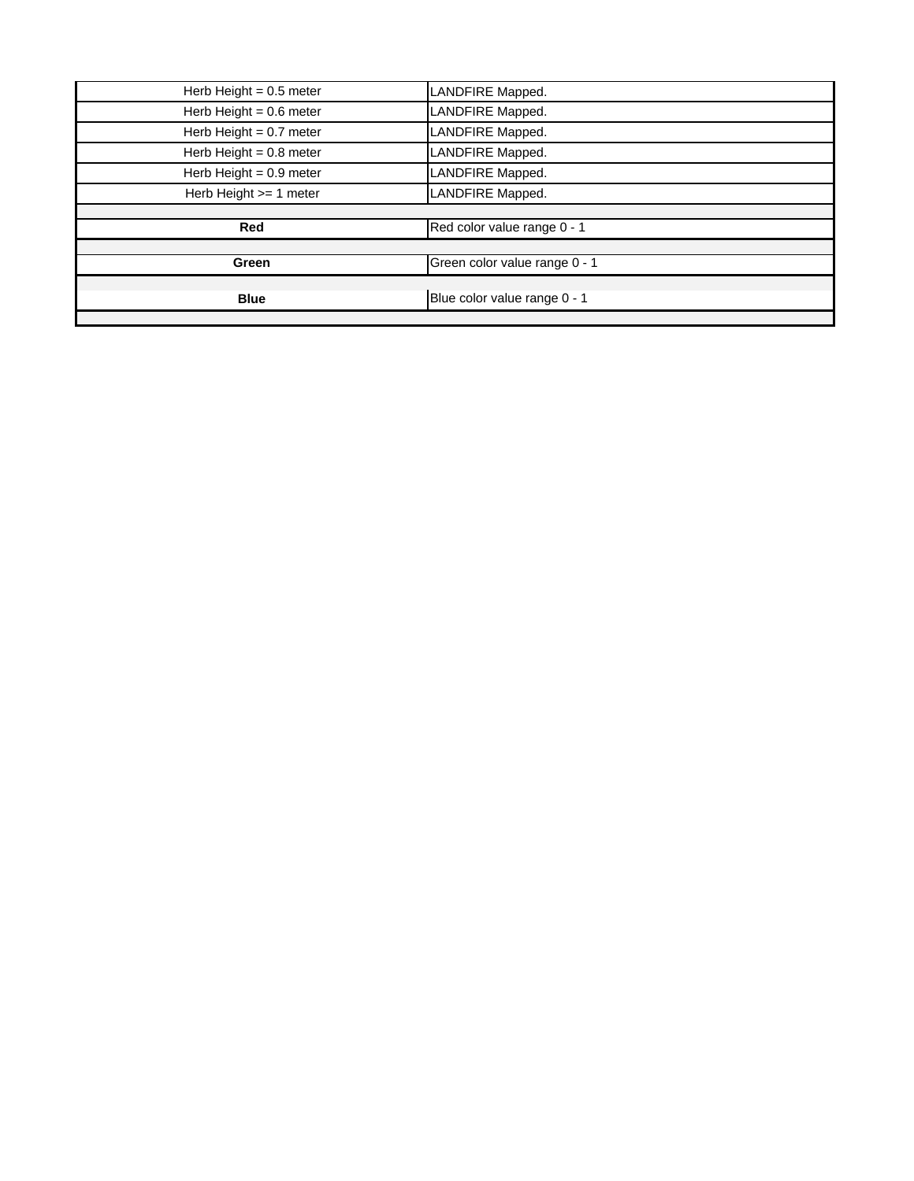| | |
|---|---|
| Herb Height = 0.5 meter | LANDFIRE Mapped. |
| Herb Height = 0.6 meter | LANDFIRE Mapped. |
| Herb Height = 0.7 meter | LANDFIRE Mapped. |
| Herb Height = 0.8 meter | LANDFIRE Mapped. |
| Herb Height = 0.9 meter | LANDFIRE Mapped. |
| Herb Height >= 1 meter | LANDFIRE Mapped. |
| | |
| **Red** | Red color value range 0 - 1 |
| | |
| **Green** | Green color value range 0 - 1 |
| | |
| **Blue** | Blue color value range 0 - 1 |
| | |